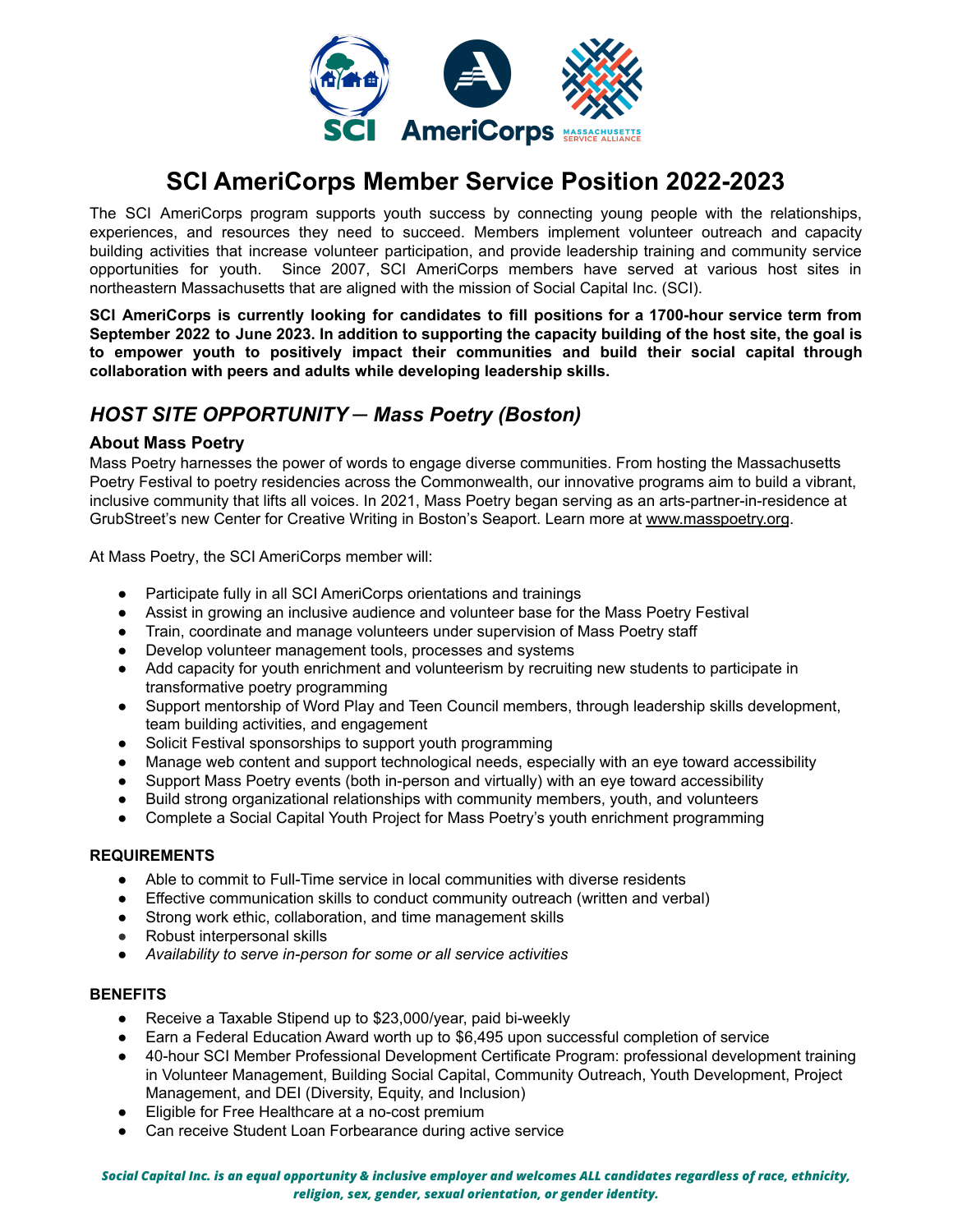# SCI AmeriCorps Member Service Position 2022-2023

The SCI AmeriCorps program supports youth success by connecting young people with the relationships, experiences, and resources they need to succeed. Members implement volunteer outreach and capacity building activities that increase volunteer participation, and provide leadership training and community service opportunities for youth. Since 2007, SCI AmeriCorps members have served at various host sites in northeastern Massachusetts that are aligned with the mission of Social Capital Inc. (SCI).

**SCI AmeriCorps is currently looking for candidates to fill positions for a 1700-hour service term from September 2022 to June 2023. In addition to supporting the capacity building of the host site, the goal is to empower youth to positively impact their communities and build their social capital through collaboration with peers and adults while developing leadership skills.**

## *HOST SITE OPPORTUNITY – Mass Poetry (Boston)*

### About Mass Poetry

Mass Poetry harnesses the power of words to engage diverse communities. From hosting the Massachusetts Poetry Festival to poetry residencies across the Commonwealth, our innovative programs aim to build a vibrant, inclusive community that lifts all voices. In 2021, Mass Poetry began serving as an arts-partner-in-residence at GrubStreet's new Center for Creative Writing in Boston's Seaport. Learn more at www.masspoetry.org.

At Mass Poetry, the SCI AmeriCorps member will:

- Participate fully in all SCI AmeriCorps orientations and trainings
- Assist in growing an inclusive audience and volunteer base for the Mass Poetry Festival
- Train, coordinate and manage volunteers under supervision of Mass Poetry staff
- Develop volunteer management tools, processes and systems
- Add capacity for youth enrichment and volunteerism by recruiting new students to participate in transformative poetry programming
- Support mentorship of Word Play and Teen Council members, through leadership skills development, team building activities, and engagement
- Solicit Festival sponsorships to support youth programming
- Manage web content and support technological needs, especially with an eye toward accessibility
- Support Mass Poetry events (both in-person and virtually) with an eye toward accessibility
- Build strong organizational relationships with community members, youth, and volunteers
- Complete a Social Capital Youth Project for Mass Poetry's youth enrichment programming

#### REQUIREMENTS

- Able to commit to Full-Time service in local communities with diverse residents
- Effective communication skills to conduct community outreach (written and verbal)
- Strong work ethic, collaboration, and time management skills
- Robust interpersonal skills
- *Availability to serve in-person for some or all service activities*

#### BENEFITS

- Receive a Taxable Stipend up to $23,000/year, paid bi-weekly
- Earn a Federal Education Award worth up to $6,495 upon successful completion of service
- 40-hour SCI Member Professional Development Certificate Program: professional development training in Volunteer Management, Building Social Capital, Community Outreach, Youth Development, Project Management, and DEI (Diversity, Equity, and Inclusion)
- Eligible for Free Healthcare at a no-cost premium
- Can receive Student Loan Forbearance during active service

***Social Capital Inc. is an equal opportunity & inclusive employer and welcomes ALL candidates regardless of race, ethnicity, religion, sex, gender, sexual orientation, or gender identity.***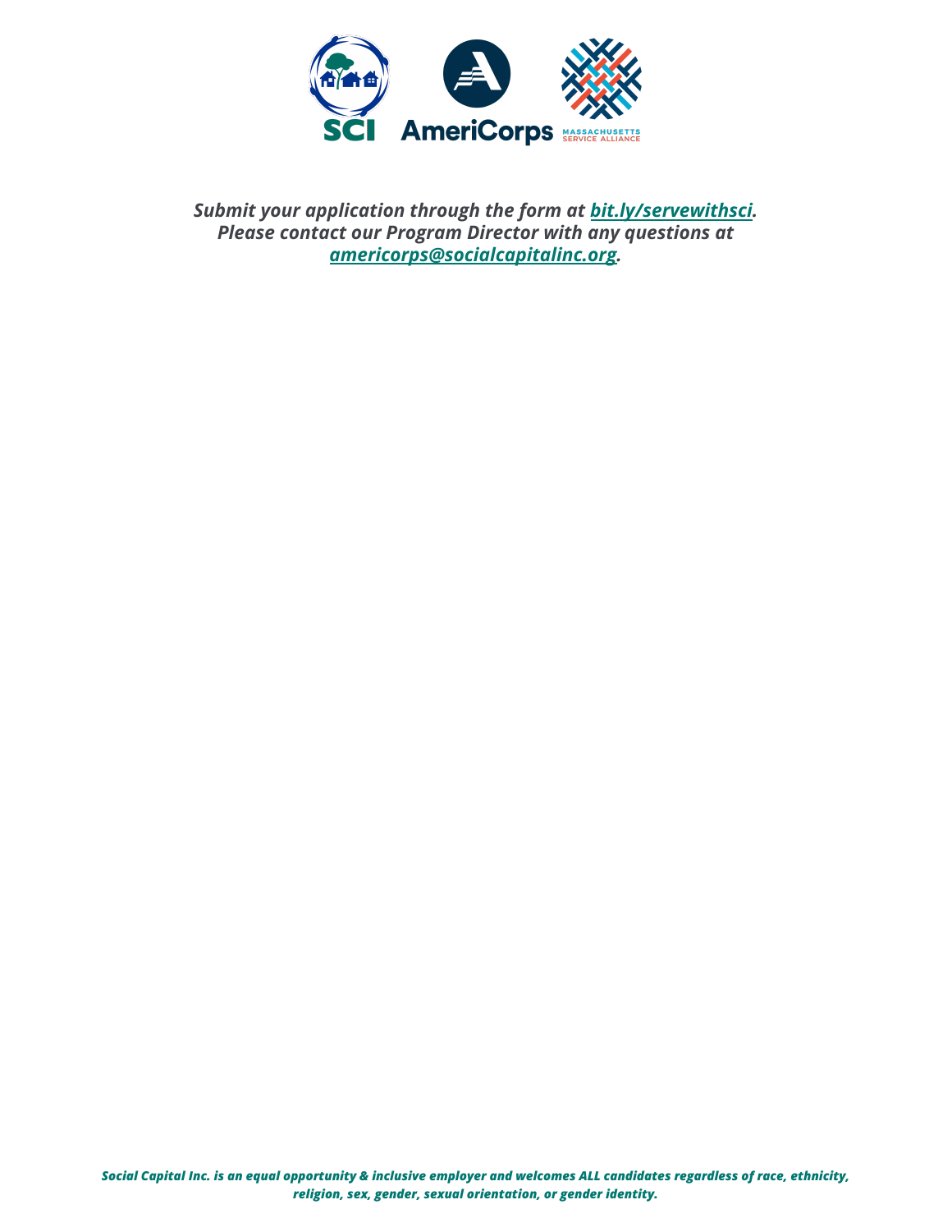***Submit your application through the form at [bit.ly/servewithsci](bit.ly/servewithsci).***
***Please contact our Program Director with any questions at [americorps@socialcapitalinc.org](mailto:americorps@socialcapitalinc.org).***

***Social Capital Inc. is an equal opportunity & inclusive employer and welcomes ALL candidates regardless of race, ethnicity, religion, sex, gender, sexual orientation, or gender identity.***